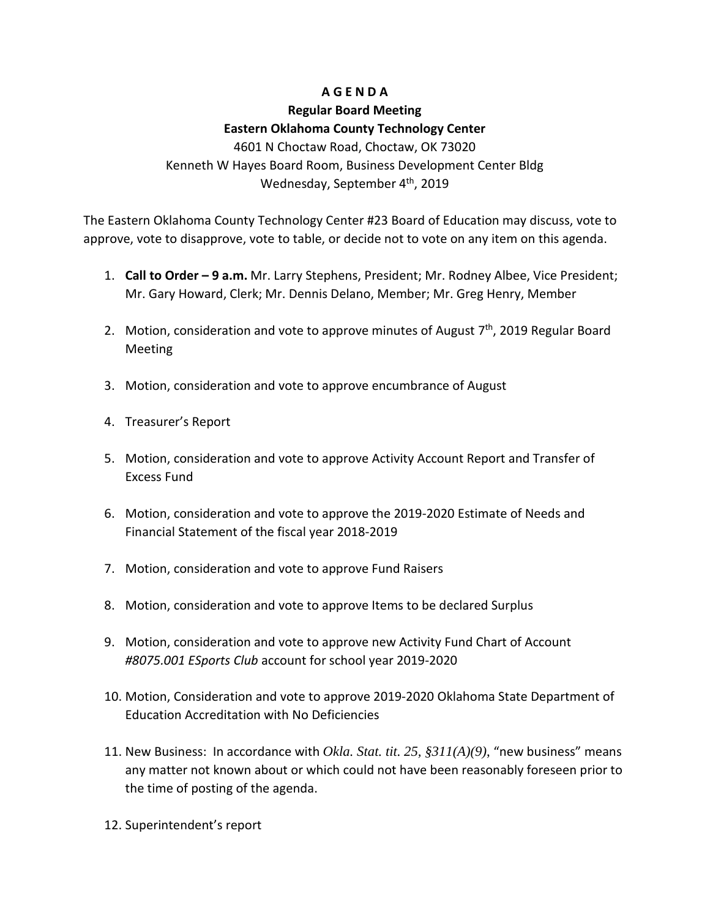# A G E N D A

## Regular Board Meeting

## Eastern Oklahoma County Technology Center

4601 N Choctaw Road, Choctaw, OK 73020
Kenneth W Hayes Board Room, Business Development Center Bldg
Wednesday, September 4th, 2019

The Eastern Oklahoma County Technology Center #23 Board of Education may discuss, vote to approve, vote to disapprove, vote to table, or decide not to vote on any item on this agenda.

1. **Call to Order – 9 a.m.** Mr. Larry Stephens, President; Mr. Rodney Albee, Vice President; Mr. Gary Howard, Clerk; Mr. Dennis Delano, Member; Mr. Greg Henry, Member

2. Motion, consideration and vote to approve minutes of August 7th, 2019 Regular Board Meeting

3. Motion, consideration and vote to approve encumbrance of August

4. Treasurer's Report

5. Motion, consideration and vote to approve Activity Account Report and Transfer of Excess Fund

6. Motion, consideration and vote to approve the 2019-2020 Estimate of Needs and Financial Statement of the fiscal year 2018-2019

7. Motion, consideration and vote to approve Fund Raisers

8. Motion, consideration and vote to approve Items to be declared Surplus

9. Motion, consideration and vote to approve new Activity Fund Chart of Account *#8075.001 ESports Club* account for school year 2019-2020

10. Motion, Consideration and vote to approve 2019-2020 Oklahoma State Department of Education Accreditation with No Deficiencies

11. New Business: In accordance with *Okla. Stat. tit. 25, §311(A)(9)*, "new business" means any matter not known about or which could not have been reasonably foreseen prior to the time of posting of the agenda.

12. Superintendent's report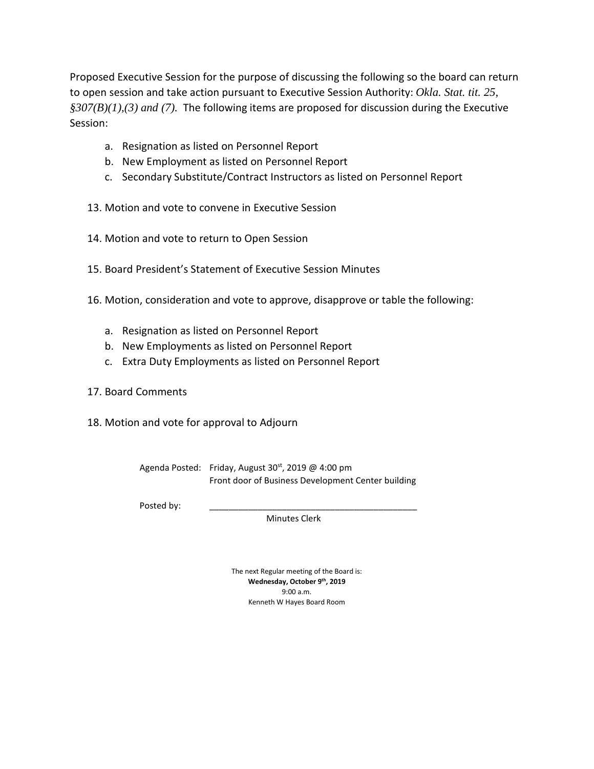Proposed Executive Session for the purpose of discussing the following so the board can return to open session and take action pursuant to Executive Session Authority: *Okla. Stat. tit. 25, §307(B)(1),(3) and (7).* The following items are proposed for discussion during the Executive Session:

a. Resignation as listed on Personnel Report
b. New Employment as listed on Personnel Report
c. Secondary Substitute/Contract Instructors as listed on Personnel Report

13. Motion and vote to convene in Executive Session

14. Motion and vote to return to Open Session

15. Board President's Statement of Executive Session Minutes

16. Motion, consideration and vote to approve, disapprove or table the following:

a. Resignation as listed on Personnel Report
b. New Employments as listed on Personnel Report
c. Extra Duty Employments as listed on Personnel Report

17. Board Comments

18. Motion and vote for approval to Adjourn

Agenda Posted: Friday, August 30st, 2019 @ 4:00 pm
Front door of Business Development Center building

Posted by: ___________________________________________
Minutes Clerk

The next Regular meeting of the Board is:
**Wednesday, October 9th, 2019**
9:00 a.m.
Kenneth W Hayes Board Room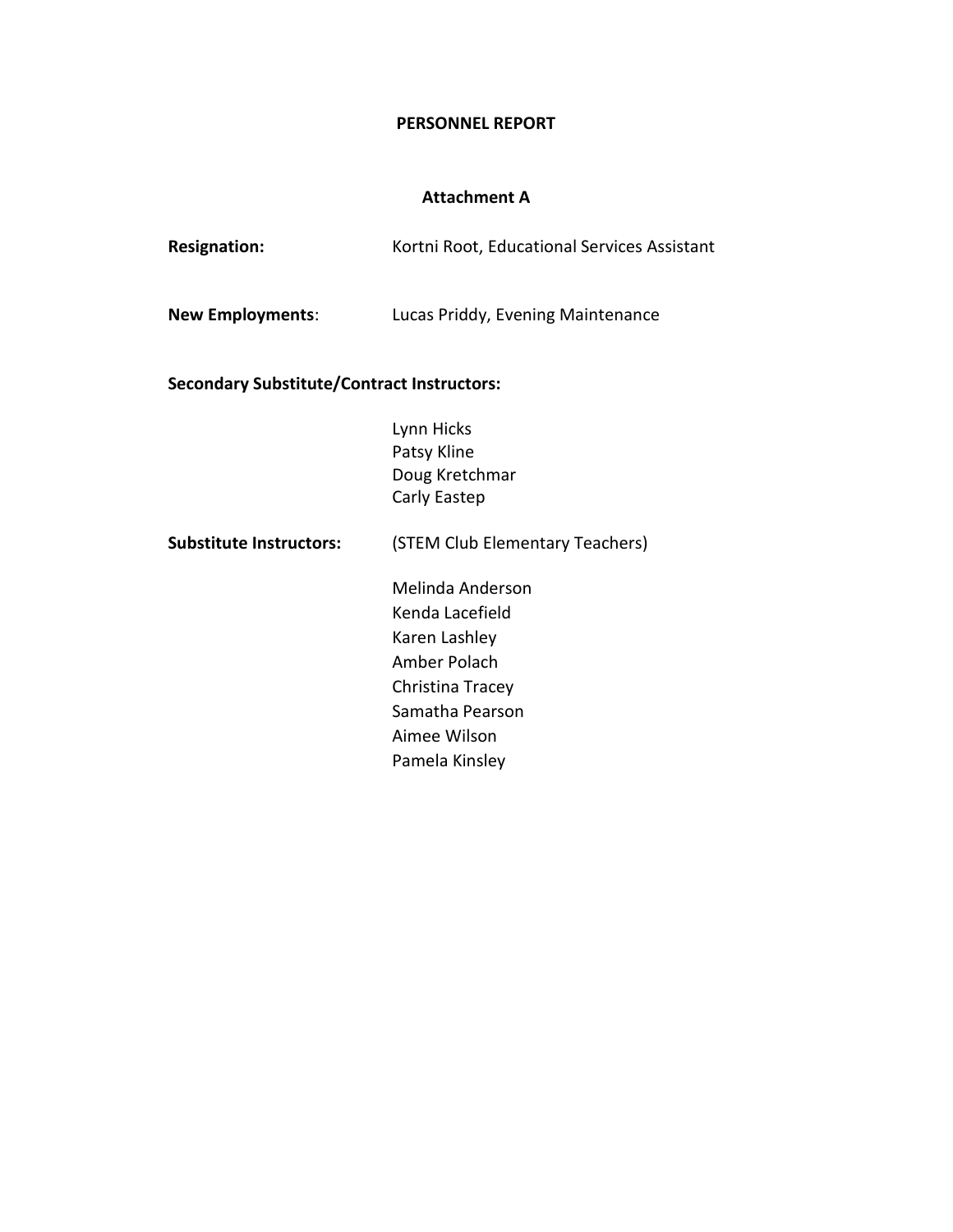**PERSONNEL REPORT**

**Attachment A**

**Resignation:** Kortni Root, Educational Services Assistant

**New Employments**: Lucas Priddy, Evening Maintenance

**Secondary Substitute/Contract Instructors:**

Lynn Hicks
Patsy Kline
Doug Kretchmar
Carly Eastep

**Substitute Instructors:** (STEM Club Elementary Teachers)

Melinda Anderson
Kenda Lacefield
Karen Lashley
Amber Polach
Christina Tracey
Samatha Pearson
Aimee Wilson
Pamela Kinsley